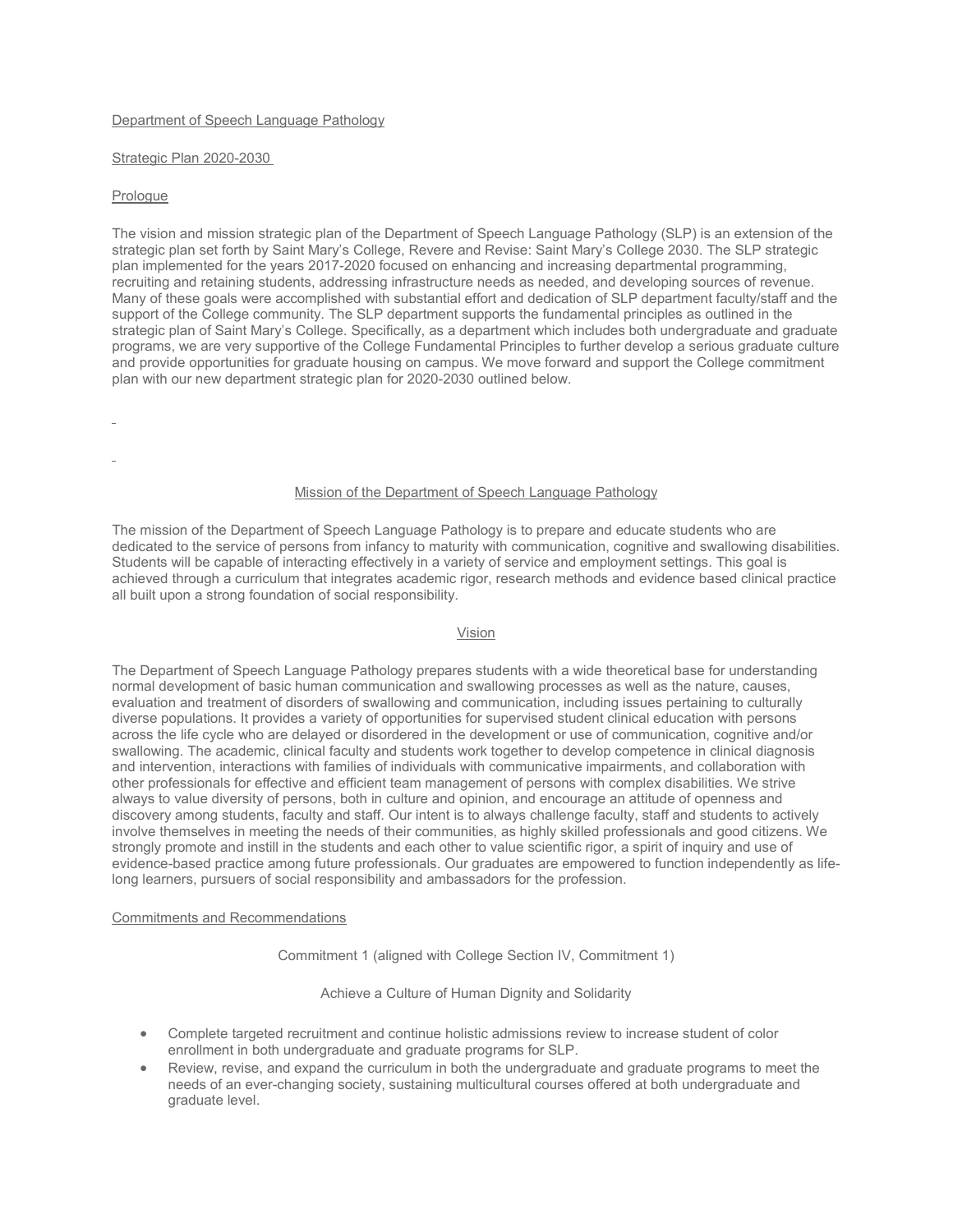# Department of Speech Language Pathology

## Strategic Plan 2020-2030

### Prologue

The vision and mission strategic plan of the Department of Speech Language Pathology (SLP) is an extension of the strategic plan set forth by Saint Mary's College, Revere and Revise: Saint Mary's College 2030. The SLP strategic plan implemented for the years 2017-2020 focused on enhancing and increasing departmental programming, recruiting and retaining students, addressing infrastructure needs as needed, and developing sources of revenue. Many of these goals were accomplished with substantial effort and dedication of SLP department faculty/staff and the support of the College community. The SLP department supports the fundamental principles as outlined in the strategic plan of Saint Mary's College. Specifically, as a department which includes both undergraduate and graduate programs, we are very supportive of the College Fundamental Principles to further develop a serious graduate culture and provide opportunities for graduate housing on campus. We move forward and support the College commitment plan with our new department strategic plan for 2020-2030 outlined below.

### Mission of the Department of Speech Language Pathology

The mission of the Department of Speech Language Pathology is to prepare and educate students who are dedicated to the service of persons from infancy to maturity with communication, cognitive and swallowing disabilities. Students will be capable of interacting effectively in a variety of service and employment settings. This goal is achieved through a curriculum that integrates academic rigor, research methods and evidence based clinical practice all built upon a strong foundation of social responsibility.

### Vision

The Department of Speech Language Pathology prepares students with a wide theoretical base for understanding normal development of basic human communication and swallowing processes as well as the nature, causes, evaluation and treatment of disorders of swallowing and communication, including issues pertaining to culturally diverse populations. It provides a variety of opportunities for supervised student clinical education with persons across the life cycle who are delayed or disordered in the development or use of communication, cognitive and/or swallowing. The academic, clinical faculty and students work together to develop competence in clinical diagnosis and intervention, interactions with families of individuals with communicative impairments, and collaboration with other professionals for effective and efficient team management of persons with complex disabilities. We strive always to value diversity of persons, both in culture and opinion, and encourage an attitude of openness and discovery among students, faculty and staff. Our intent is to always challenge faculty, staff and students to actively involve themselves in meeting the needs of their communities, as highly skilled professionals and good citizens. We strongly promote and instill in the students and each other to value scientific rigor, a spirit of inquiry and use of evidence-based practice among future professionals. Our graduates are empowered to function independently as life-long learners, pursuers of social responsibility and ambassadors for the profession.

### Commitments and Recommendations

#### Commitment 1 (aligned with College Section IV, Commitment 1)

#### Achieve a Culture of Human Dignity and Solidarity

- Complete targeted recruitment and continue holistic admissions review to increase student of color enrollment in both undergraduate and graduate programs for SLP.
- Review, revise, and expand the curriculum in both the undergraduate and graduate programs to meet the needs of an ever-changing society, sustaining multicultural courses offered at both undergraduate and graduate level.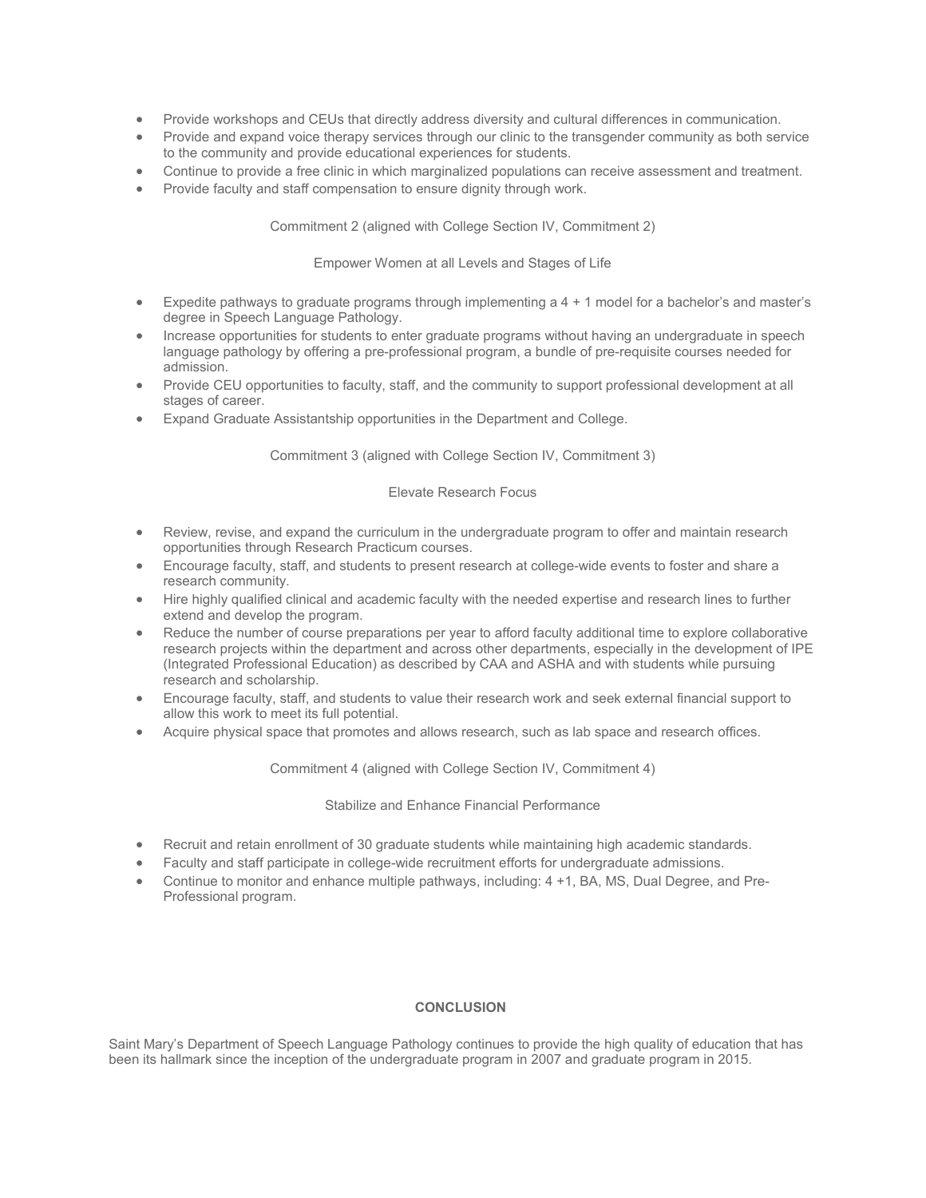- Provide workshops and CEUs that directly address diversity and cultural differences in communication.
- Provide and expand voice therapy services through our clinic to the transgender community as both service to the community and provide educational experiences for students.
- Continue to provide a free clinic in which marginalized populations can receive assessment and treatment.
- Provide faculty and staff compensation to ensure dignity through work.

Commitment 2 (aligned with College Section IV, Commitment 2)

Empower Women at all Levels and Stages of Life

- Expedite pathways to graduate programs through implementing a 4 + 1 model for a bachelor's and master's degree in Speech Language Pathology.
- Increase opportunities for students to enter graduate programs without having an undergraduate in speech language pathology by offering a pre-professional program, a bundle of pre-requisite courses needed for admission.
- Provide CEU opportunities to faculty, staff, and the community to support professional development at all stages of career.
- Expand Graduate Assistantship opportunities in the Department and College.

Commitment 3 (aligned with College Section IV, Commitment 3)

Elevate Research Focus

- Review, revise, and expand the curriculum in the undergraduate program to offer and maintain research opportunities through Research Practicum courses.
- Encourage faculty, staff, and students to present research at college-wide events to foster and share a research community.
- Hire highly qualified clinical and academic faculty with the needed expertise and research lines to further extend and develop the program.
- Reduce the number of course preparations per year to afford faculty additional time to explore collaborative research projects within the department and across other departments, especially in the development of IPE (Integrated Professional Education) as described by CAA and ASHA and with students while pursuing research and scholarship.
- Encourage faculty, staff, and students to value their research work and seek external financial support to allow this work to meet its full potential.
- Acquire physical space that promotes and allows research, such as lab space and research offices.

Commitment 4 (aligned with College Section IV, Commitment 4)

Stabilize and Enhance Financial Performance

- Recruit and retain enrollment of 30 graduate students while maintaining high academic standards.
- Faculty and staff participate in college-wide recruitment efforts for undergraduate admissions.
- Continue to monitor and enhance multiple pathways, including: 4 +1, BA, MS, Dual Degree, and Pre-Professional program.

## CONCLUSION

Saint Mary's Department of Speech Language Pathology continues to provide the high quality of education that has been its hallmark since the inception of the undergraduate program in 2007 and graduate program in 2015.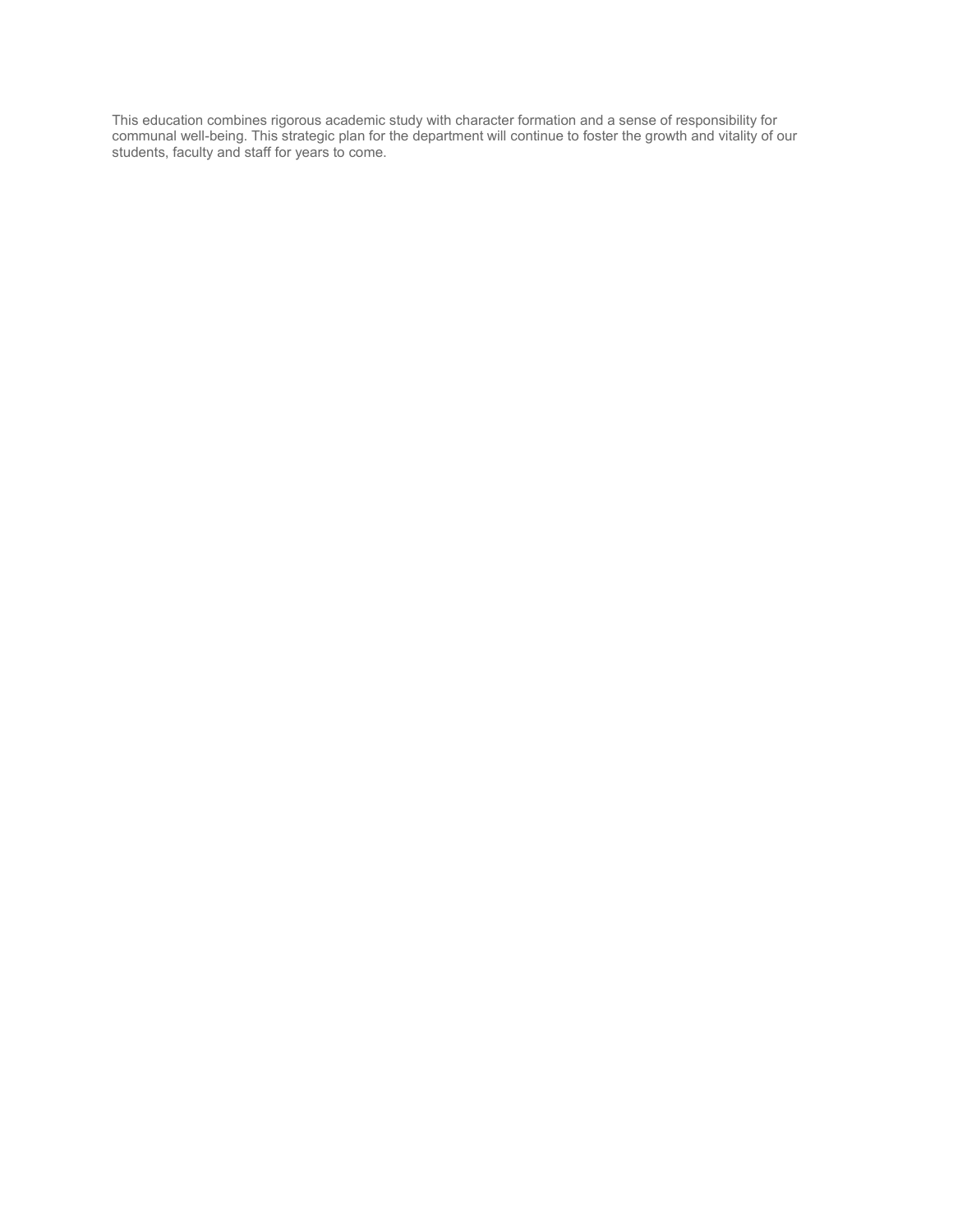This education combines rigorous academic study with character formation and a sense of responsibility for communal well-being. This strategic plan for the department will continue to foster the growth and vitality of our students, faculty and staff for years to come.